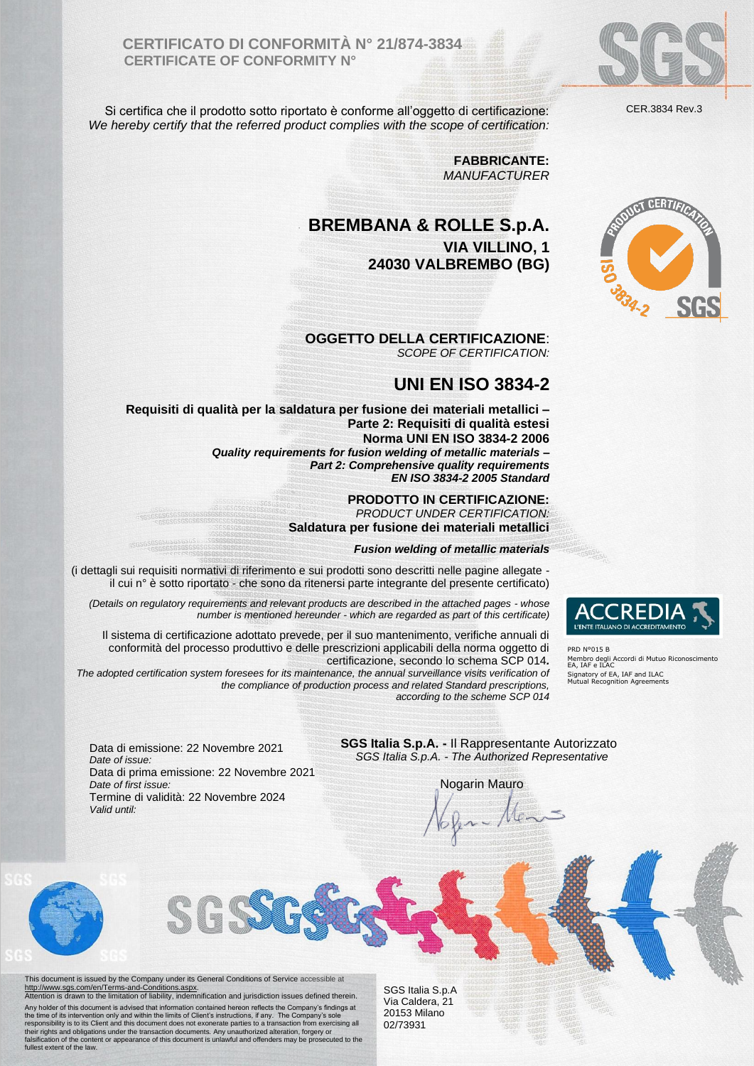# CERTIFICATO DI CONFORMITÀ N° 21/874-3834
**CERTIFICATE OF CONFORMITY N°**

CER.3834 Rev.3

Si certifica che il prodotto sotto riportato è conforme all'oggetto di certificazione:
*We hereby certify that the referred product complies with the scope of certification:*

**FABBRICANTE:**
*MANUFACTURER*

## BREMBANA & ROLLE S.p.A.
**VIA VILLINO, 1**
**24030 VALBREMBO (BG)**

**OGGETTO DELLA CERTIFICAZIONE**:
*SCOPE OF CERTIFICATION:*

## UNI EN ISO 3834-2

**Requisiti di qualità per la saldatura per fusione dei materiali metallici – Parte 2: Requisiti di qualità estesi**
**Norma UNI EN ISO 3834-2 2006**
***Quality requirements for fusion welding of metallic materials – Part 2: Comprehensive quality requirements***
***EN ISO 3834-2 2005 Standard***

**PRODOTTO IN CERTIFICAZIONE:**
*PRODUCT UNDER CERTIFICATION:*
**Saldatura per fusione dei materiali metallici**

***Fusion welding of metallic materials***

(i dettagli sui requisiti normativi di riferimento e sui prodotti sono descritti nelle pagine allegate - il cui n° è sotto riportato - che sono da ritenersi parte integrante del presente certificato)

*(Details on regulatory requirements and relevant products are described in the attached pages - whose number is mentioned hereunder - which are regarded as part of this certificate)*

Il sistema di certificazione adottato prevede, per il suo mantenimento, verifiche annuali di conformità del processo produttivo e delle prescrizioni applicabili della norma oggetto di certificazione, secondo lo schema SCP 014**.**
*The adopted certification system foresees for its maintenance, the annual surveillance visits verification of the compliance of production process and related Standard prescriptions, according to the scheme SCP 014*

ACCREDIA
L'ENTE ITALIANO DI ACCREDITAMENTO

PRD N°015 B
Membro degli Accordi di Mutuo Riconoscimento EA, IAF e ILAC
Signatory of EA, IAF and ILAC Mutual Recognition Agreements

Data di emissione: 22 Novembre 2021
*Date of issue:*
Data di prima emissione: 22 Novembre 2021
*Date of first issue:*
Termine di validità: 22 Novembre 2024
*Valid until:*

**SGS Italia S.p.A. -** Il Rappresentante Autorizzato
*SGS Italia S.p.A. - The Authorized Representative*

Nogarin Mauro

This document is issued by the Company under its General Conditions of Service accessible at http://www.sgs.com/en/Terms-and-Conditions.aspx.
Attention is drawn to the limitation of liability, indemnification and jurisdiction issues defined therein.
Any holder of this document is advised that information contained hereon reflects the Company's findings at the time of its intervention only and within the limits of Client's instructions, if any. The Company's sole responsibility is to its Client and this document does not exonerate parties to a transaction from exercising all their rights and obligations under the transaction documents. Any unauthorized alteration, forgery or falsification of the content or appearance of this document is unlawful and offenders may be prosecuted to the fullest extent of the law.

SGS Italia S.p.A
Via Caldera, 21
20153 Milano
02/73931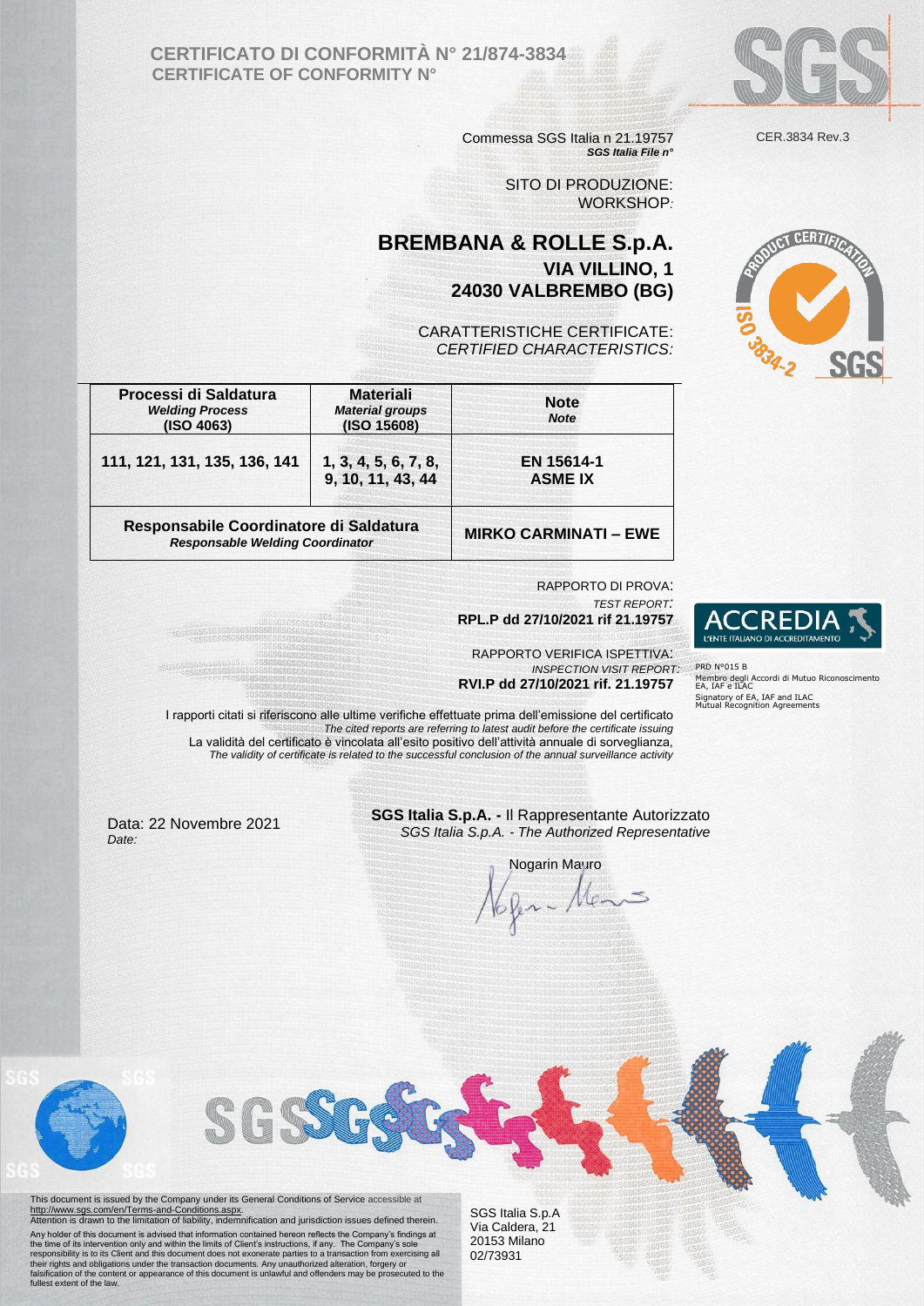# CERTIFICATO DI CONFORMITÀ N° 21/874-3834
**CERTIFICATE OF CONFORMITY N°**

CER.3834 Rev.3

Commessa SGS Italia n 21.19757
***SGS Italia File n°***

SITO DI PRODUZIONE:
WORKSHOP:

## BREMBANA & ROLLE S.p.A.
**VIA VILLINO, 1**
**24030 VALBREMBO (BG)**

CARATTERISTICHE CERTIFICATE:
*CERTIFIED CHARACTERISTICS:*

| Processi di Saldatura *Welding Process* (ISO 4063) | Materiali *Material groups* (ISO 15608) | Note *Note* |
|---|---|---|
| 111, 121, 131, 135, 136, 141 | 1, 3, 4, 5, 6, 7, 8, 9, 10, 11, 43, 44 | EN 15614-1 ASME IX |
| **Responsabile Coordinatore di Saldatura** ***Responsable Welding Coordinator*** | | **MIRKO CARMINATI – EWE** |

RAPPORTO DI PROVA:
*TEST REPORT:*
**RPL.P dd 27/10/2021 rif 21.19757**

RAPPORTO VERIFICA ISPETTIVA:
*INSPECTION VISIT REPORT:*
**RVI.P dd 27/10/2021 rif. 21.19757**

ACCREDIA
L'ENTE ITALIANO DI ACCREDITAMENTO

PRD N°015 B
Membro degli Accordi di Mutuo Riconoscimento EA, IAF e ILAC
Signatory of EA, IAF and ILAC Mutual Recognition Agreements

I rapporti citati si riferiscono alle ultime verifiche effettuate prima dell'emissione del certificato
*The cited reports are referring to latest audit before the certificate issuing*
La validità del certificato è vincolata all'esito positivo dell'attività annuale di sorveglianza,
*The validity of certificate is related to the successful conclusion of the annual surveillance activity*

Data: 22 Novembre 2021
*Date:*

**SGS Italia S.p.A. -** Il Rappresentante Autorizzato
*SGS Italia S.p.A. - The Authorized Representative*

Nogarin Mauro

This document is issued by the Company under its General Conditions of Service accessible at http://www.sgs.com/en/Terms-and-Conditions.aspx.
Attention is drawn to the limitation of liability, indemnification and jurisdiction issues defined therein.
Any holder of this document is advised that information contained hereon reflects the Company's findings at the time of its intervention only and within the limits of Client's instructions, if any. The Company's sole responsibility is to its Client and this document does not exonerate parties to a transaction from exercising all their rights and obligations under the transaction documents. Any unauthorized alteration, forgery or falsification of the content or appearance of this document is unlawful and offenders may be prosecuted to the fullest extent of the law.

SGS Italia S.p.A
Via Caldera, 21
20153 Milano
02/73931